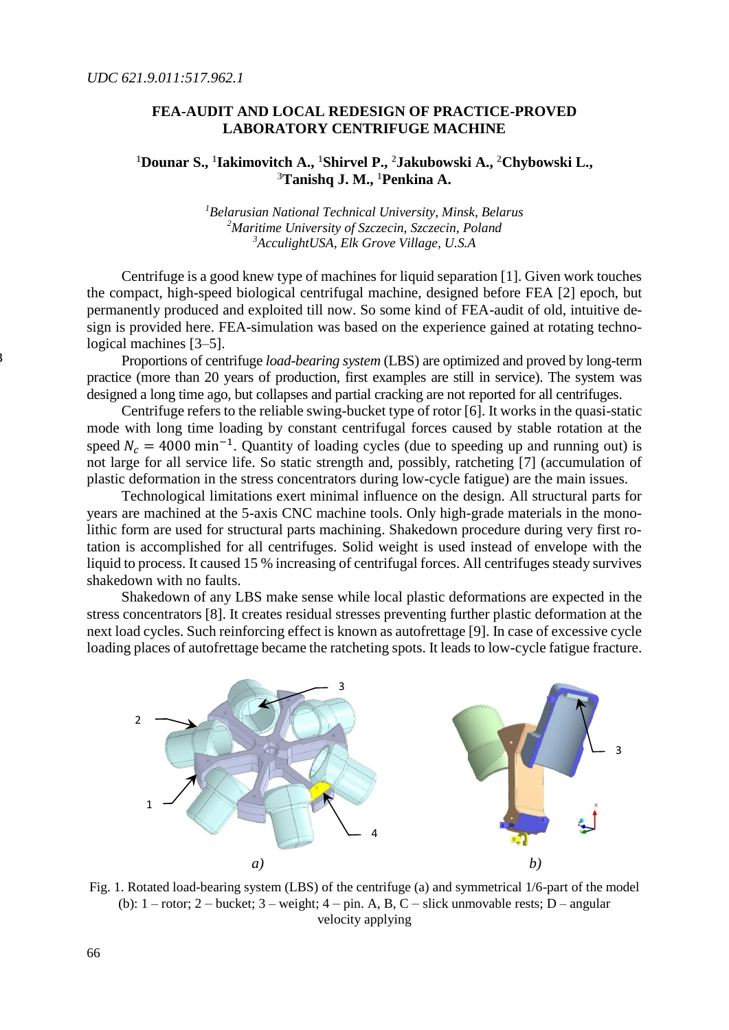*UDC 621.9.011:517.962.1*

# FEA-AUDIT AND LOCAL REDESIGN OF PRACTICE-PROVED LABORATORY CENTRIFUGE MACHINE

**[1]Dounar S., [1]Iakimovitch A., [1]Shirvel P., [2]Jakubowski A., [2]Chybowski L., [3]Tanishq J. M., [1]Penkina A.**

*[1]Belarusian National Technical University, Minsk, Belarus*
*[2]Maritime University of Szczecin, Szczecin, Poland*
*[3]AcculightUSA, Elk Grove Village, U.S.A*

Centrifuge is a good knew type of machines for liquid separation [1]. Given work touches the compact, high-speed biological centrifugal machine, designed before FEA [2] epoch, but permanently produced and exploited till now. So some kind of FEA-audit of old, intuitive design is provided here. FEA-simulation was based on the experience gained at rotating technological machines [3–5].

Proportions of centrifuge *load-bearing system* (LBS) are optimized and proved by long-term practice (more than 20 years of production, first examples are still in service). The system was designed a long time ago, but collapses and partial cracking are not reported for all centrifuges.

Centrifuge refers to the reliable swing-bucket type of rotor [6]. It works in the quasi-static mode with long time loading by constant centrifugal forces caused by stable rotation at the speed $N_c = 4000 \text{ min}^{-1}$. Quantity of loading cycles (due to speeding up and running out) is not large for all service life. So static strength and, possibly, ratcheting [7] (accumulation of plastic deformation in the stress concentrators during low-cycle fatigue) are the main issues.

Technological limitations exert minimal influence on the design. All structural parts for years are machined at the 5-axis CNC machine tools. Only high-grade materials in the monolithic form are used for structural parts machining. Shakedown procedure during very first rotation is accomplished for all centrifuges. Solid weight is used instead of envelope with the liquid to process. It caused 15 % increasing of centrifugal forces. All centrifuges steady survives shakedown with no faults.

Shakedown of any LBS make sense while local plastic deformations are expected in the stress concentrators [8]. It creates residual stresses preventing further plastic deformation at the next load cycles. Such reinforcing effect is known as autofrettage [9]. In case of excessive cycle loading places of autofrettage became the ratcheting spots. It leads to low-cycle fatigue fracture.

Fig. 1. Rotated load-bearing system (LBS) of the centrifuge (a) and symmetrical 1/6-part of the model (b): 1 – rotor; 2 – bucket; 3 – weight; 4 – pin. A, B, C – slick unmovable rests; D – angular velocity applying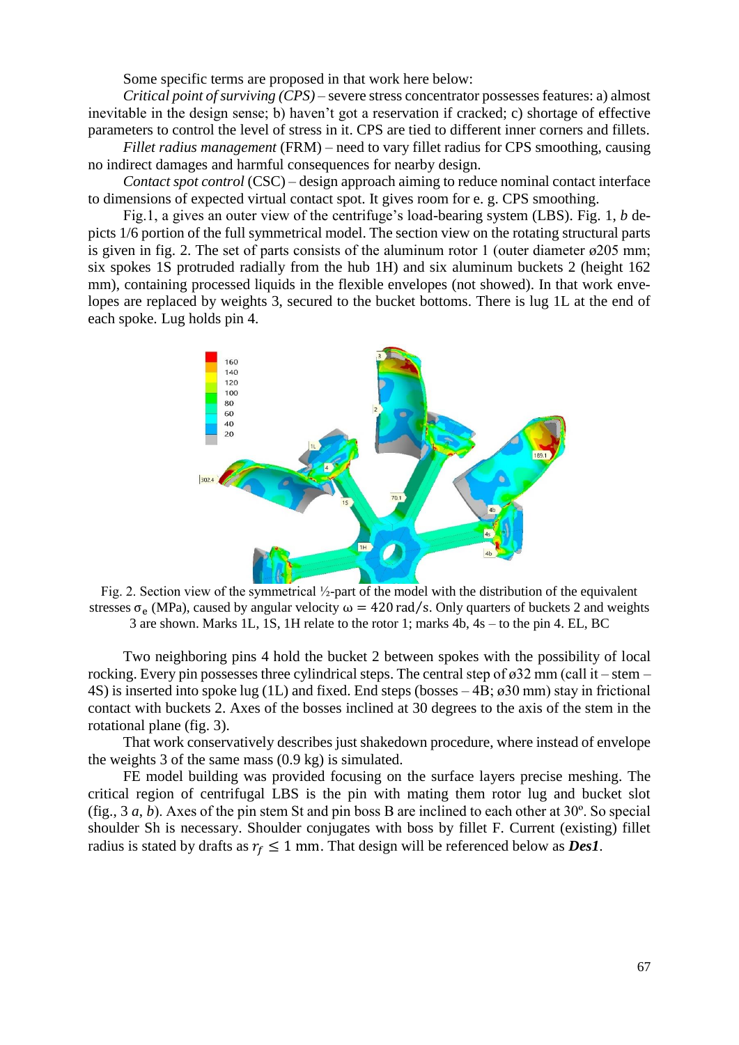Some specific terms are proposed in that work here below:

*Critical point of surviving (CPS)* – severe stress concentrator possesses features: a) almost inevitable in the design sense; b) haven't got a reservation if cracked; c) shortage of effective parameters to control the level of stress in it. CPS are tied to different inner corners and fillets.

*Fillet radius management* (FRM) – need to vary fillet radius for CPS smoothing, causing no indirect damages and harmful consequences for nearby design.

*Contact spot control* (CSC) – design approach aiming to reduce nominal contact interface to dimensions of expected virtual contact spot. It gives room for e. g. CPS smoothing.

Fig.1, a gives an outer view of the centrifuge's load-bearing system (LBS). Fig. 1, *b* depicts 1/6 portion of the full symmetrical model. The section view on the rotating structural parts is given in fig. 2. The set of parts consists of the aluminum rotor 1 (outer diameter ø205 mm; six spokes 1S protruded radially from the hub 1H) and six aluminum buckets 2 (height 162 mm), containing processed liquids in the flexible envelopes (not showed). In that work envelopes are replaced by weights 3, secured to the bucket bottoms. There is lug 1L at the end of each spoke. Lug holds pin 4.

Fig. 2. Section view of the symmetrical ½-part of the model with the distribution of the equivalent stresses $\sigma_e$ (MPa), caused by angular velocity $\omega = 420$ rad/s. Only quarters of buckets 2 and weights 3 are shown. Marks 1L, 1S, 1H relate to the rotor 1; marks 4b, 4s – to the pin 4. EL, BC

Two neighboring pins 4 hold the bucket 2 between spokes with the possibility of local rocking. Every pin possesses three cylindrical steps. The central step of ø32 mm (call it – stem – 4S) is inserted into spoke lug (1L) and fixed. End steps (bosses – 4B; ø30 mm) stay in frictional contact with buckets 2. Axes of the bosses inclined at 30 degrees to the axis of the stem in the rotational plane (fig. 3).

That work conservatively describes just shakedown procedure, where instead of envelope the weights 3 of the same mass (0.9 kg) is simulated.

FE model building was provided focusing on the surface layers precise meshing. The critical region of centrifugal LBS is the pin with mating them rotor lug and bucket slot (fig., 3 *a*, *b*). Axes of the pin stem St and pin boss B are inclined to each other at 30º. So special shoulder Sh is necessary. Shoulder conjugates with boss by fillet F. Current (existing) fillet radius is stated by drafts as $r_f \leq 1$ mm. That design will be referenced below as ***Des1***.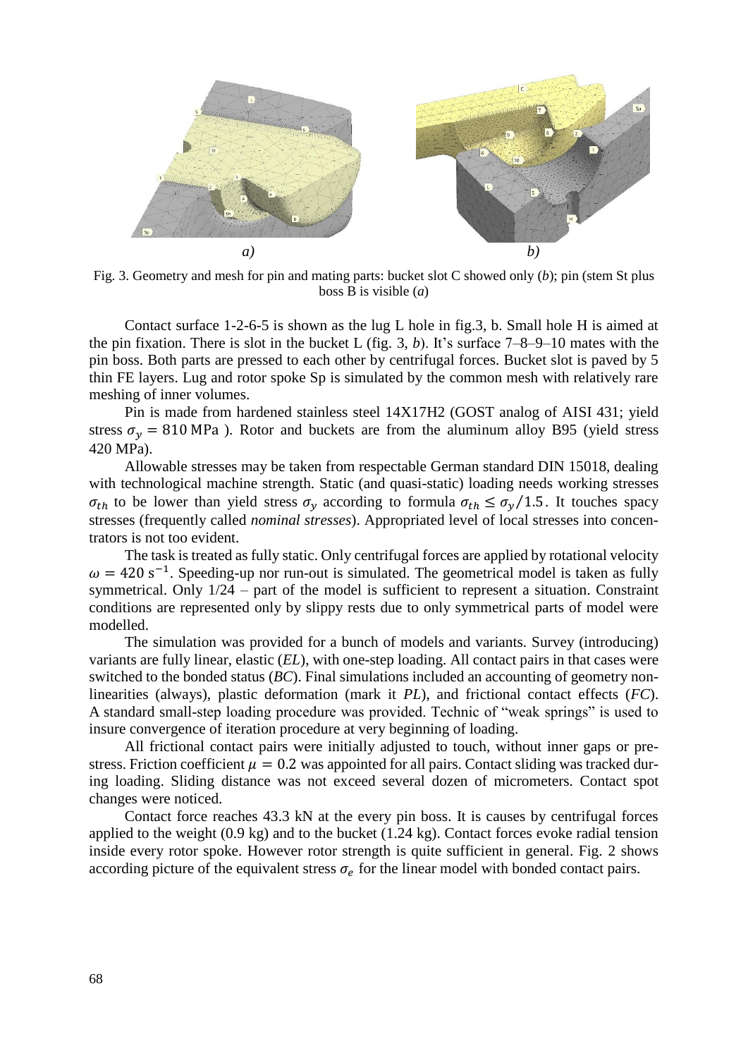Fig. 3. Geometry and mesh for pin and mating parts: bucket slot C showed only (*b*); pin (stem St plus boss B is visible (*a*)

Contact surface 1-2-6-5 is shown as the lug L hole in fig.3, b. Small hole H is aimed at the pin fixation. There is slot in the bucket L (fig. 3, *b*). It's surface 7–8–9–10 mates with the pin boss. Both parts are pressed to each other by centrifugal forces. Bucket slot is paved by 5 thin FE layers. Lug and rotor spoke Sp is simulated by the common mesh with relatively rare meshing of inner volumes.

Pin is made from hardened stainless steel 14X17H2 (GOST analog of AISI 431; yield stress $\sigma_y = 810$ MPa ). Rotor and buckets are from the aluminum alloy B95 (yield stress 420 MPa).

Allowable stresses may be taken from respectable German standard DIN 15018, dealing with technological machine strength. Static (and quasi-static) loading needs working stresses $\sigma_{th}$ to be lower than yield stress $\sigma_y$ according to formula $\sigma_{th} \leq \sigma_y/1.5$. It touches spacy stresses (frequently called *nominal stresses*). Appropriated level of local stresses into concentrators is not too evident.

The task is treated as fully static. Only centrifugal forces are applied by rotational velocity $\omega = 420\ \mathrm{s}^{-1}$. Speeding-up nor run-out is simulated. The geometrical model is taken as fully symmetrical. Only 1/24 – part of the model is sufficient to represent a situation. Constraint conditions are represented only by slippy rests due to only symmetrical parts of model were modelled.

The simulation was provided for a bunch of models and variants. Survey (introducing) variants are fully linear, elastic (*EL*), with one-step loading. All contact pairs in that cases were switched to the bonded status (*BC*). Final simulations included an accounting of geometry nonlinearities (always), plastic deformation (mark it *PL*), and frictional contact effects (*FC*). A standard small-step loading procedure was provided. Technic of "weak springs" is used to insure convergence of iteration procedure at very beginning of loading.

All frictional contact pairs were initially adjusted to touch, without inner gaps or prestress. Friction coefficient $\mu = 0.2$ was appointed for all pairs. Contact sliding was tracked during loading. Sliding distance was not exceed several dozen of micrometers. Contact spot changes were noticed.

Contact force reaches 43.3 kN at the every pin boss. It is causes by centrifugal forces applied to the weight (0.9 kg) and to the bucket (1.24 kg). Contact forces evoke radial tension inside every rotor spoke. However rotor strength is quite sufficient in general. Fig. 2 shows according picture of the equivalent stress $\sigma_e$ for the linear model with bonded contact pairs.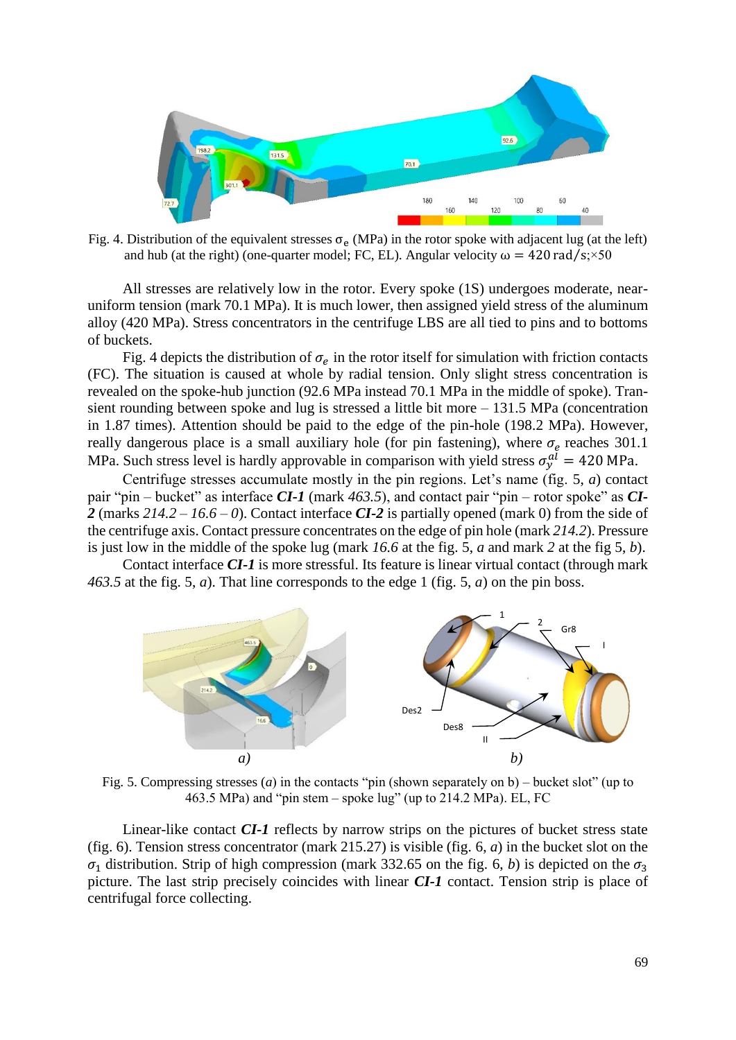Fig. 4. Distribution of the equivalent stresses $\sigma_e$ (MPa) in the rotor spoke with adjacent lug (at the left) and hub (at the right) (one-quarter model; FC, EL). Angular velocity $\omega = 420\,\text{rad/s}$;×50

All stresses are relatively low in the rotor. Every spoke (1S) undergoes moderate, near-uniform tension (mark 70.1 MPa). It is much lower, then assigned yield stress of the aluminum alloy (420 MPa). Stress concentrators in the centrifuge LBS are all tied to pins and to bottoms of buckets.

Fig. 4 depicts the distribution of $\sigma_e$ in the rotor itself for simulation with friction contacts (FC). The situation is caused at whole by radial tension. Only slight stress concentration is revealed on the spoke-hub junction (92.6 MPa instead 70.1 MPa in the middle of spoke). Transient rounding between spoke and lug is stressed a little bit more – 131.5 MPa (concentration in 1.87 times). Attention should be paid to the edge of the pin-hole (198.2 MPa). However, really dangerous place is a small auxiliary hole (for pin fastening), where $\sigma_e$ reaches 301.1 MPa. Such stress level is hardly approvable in comparison with yield stress $\sigma_y^{al} = 420\,\text{MPa}$.

Centrifuge stresses accumulate mostly in the pin regions. Let's name (fig. 5, *a*) contact pair "pin – bucket" as interface ***CI-1*** (mark *463.5*), and contact pair "pin – rotor spoke" as ***CI-2*** (marks *214.2* – *16.6* – *0*). Contact interface ***CI-2*** is partially opened (mark 0) from the side of the centrifuge axis. Contact pressure concentrates on the edge of pin hole (mark *214.2*). Pressure is just low in the middle of the spoke lug (mark *16.6* at the fig. 5, *a* and mark *2* at the fig 5, *b*).

Contact interface ***CI-1*** is more stressful. Its feature is linear virtual contact (through mark *463.5* at the fig. 5, *a*). That line corresponds to the edge 1 (fig. 5, *a*) on the pin boss.

Fig. 5. Compressing stresses (*a*) in the contacts "pin (shown separately on b) – bucket slot" (up to 463.5 MPa) and "pin stem – spoke lug" (up to 214.2 MPa). EL, FC

Linear-like contact ***CI-1*** reflects by narrow strips on the pictures of bucket stress state (fig. 6). Tension stress concentrator (mark 215.27) is visible (fig. 6, *a*) in the bucket slot on the $\sigma_1$ distribution. Strip of high compression (mark 332.65 on the fig. 6, *b*) is depicted on the $\sigma_3$ picture. The last strip precisely coincides with linear ***CI-1*** contact. Tension strip is place of centrifugal force collecting.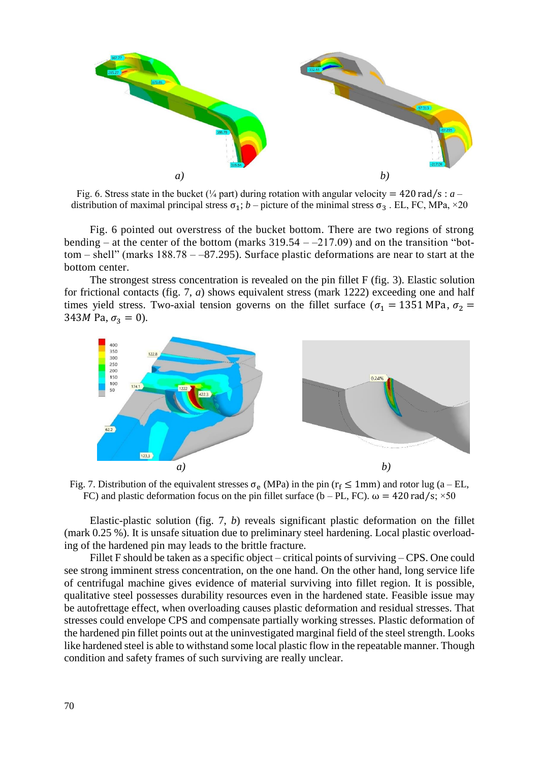a) b)

Fig. 6. Stress state in the bucket (¼ part) during rotation with angular velocity $= 420\,\text{rad/s}$ : *a* – distribution of maximal principal stress $\sigma_1$; *b* – picture of the minimal stress $\sigma_3$ . EL, FC, MPa, ×20

Fig. 6 pointed out overstress of the bucket bottom. There are two regions of strong bending – at the center of the bottom (marks 319.54 – –217.09) and on the transition “bottom – shell” (marks 188.78 – –87.295). Surface plastic deformations are near to start at the bottom center.

The strongest stress concentration is revealed on the pin fillet F (fig. 3). Elastic solution for frictional contacts (fig. 7, *a*) shows equivalent stress (mark 1222) exceeding one and half times yield stress. Two-axial tension governs on the fillet surface ($\sigma_1 = 1351$ MPa, $\sigma_2 = 343M$ Pa, $\sigma_3 = 0$).

a) b)

Fig. 7. Distribution of the equivalent stresses $\sigma_e$ (MPa) in the pin ($r_f \leq 1$mm) and rotor lug (a – EL, FC) and plastic deformation focus on the pin fillet surface (b – PL, FC). $\omega = 420\,\text{rad/s}$; ×50

Elastic-plastic solution (fig. 7, *b*) reveals significant plastic deformation on the fillet (mark 0.25 %). It is unsafe situation due to preliminary steel hardening. Local plastic overloading of the hardened pin may leads to the brittle fracture.

Fillet F should be taken as a specific object – critical points of surviving – CPS. One could see strong imminent stress concentration, on the one hand. On the other hand, long service life of centrifugal machine gives evidence of material surviving into fillet region. It is possible, qualitative steel possesses durability resources even in the hardened state. Feasible issue may be autofrettage effect, when overloading causes plastic deformation and residual stresses. That stresses could envelope CPS and compensate partially working stresses. Plastic deformation of the hardened pin fillet points out at the uninvestigated marginal field of the steel strength. Looks like hardened steel is able to withstand some local plastic flow in the repeatable manner. Though condition and safety frames of such surviving are really unclear.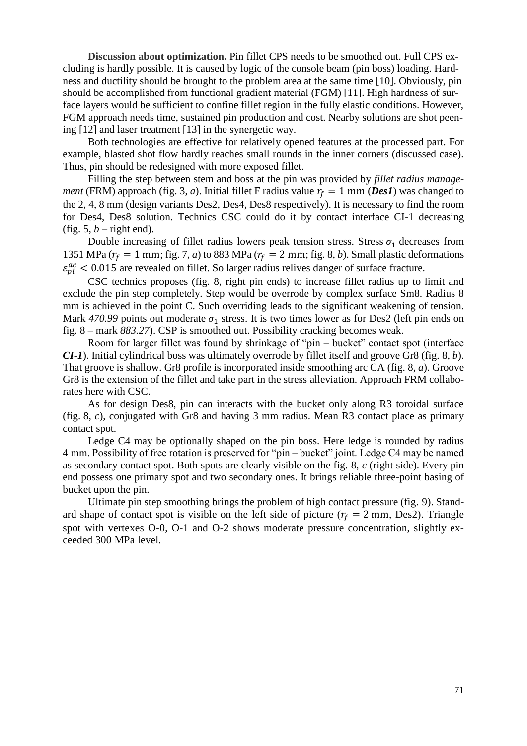**Discussion about optimization.** Pin fillet CPS needs to be smoothed out. Full CPS excluding is hardly possible. It is caused by logic of the console beam (pin boss) loading. Hardness and ductility should be brought to the problem area at the same time [10]. Obviously, pin should be accomplished from functional gradient material (FGM) [11]. High hardness of surface layers would be sufficient to confine fillet region in the fully elastic conditions. However, FGM approach needs time, sustained pin production and cost. Nearby solutions are shot peening [12] and laser treatment [13] in the synergetic way.

Both technologies are effective for relatively opened features at the processed part. For example, blasted shot flow hardly reaches small rounds in the inner corners (discussed case). Thus, pin should be redesigned with more exposed fillet.

Filling the step between stem and boss at the pin was provided by *fillet radius management* (FRM) approach (fig. 3, *a*). Initial fillet F radius value $r_f = 1$ mm (***Des1***) was changed to the 2, 4, 8 mm (design variants Des2, Des4, Des8 respectively). It is necessary to find the room for Des4, Des8 solution. Technics CSC could do it by contact interface CI-1 decreasing (fig. 5, *b* – right end).

Double increasing of fillet radius lowers peak tension stress. Stress $\sigma_1$ decreases from 1351 MPa ($r_f = 1$ mm; fig. 7, *a*) to 883 MPa ($r_f = 2$ mm; fig. 8, *b*). Small plastic deformations $\varepsilon_{pl}^{ac} < 0.015$ are revealed on fillet. So larger radius relives danger of surface fracture.

CSC technics proposes (fig. 8, right pin ends) to increase fillet radius up to limit and exclude the pin step completely. Step would be overrode by complex surface Sm8. Radius 8 mm is achieved in the point C. Such overriding leads to the significant weakening of tension. Mark *470.99* points out moderate $\sigma_1$ stress. It is two times lower as for Des2 (left pin ends on fig. 8 – mark *883.27*). CSP is smoothed out. Possibility cracking becomes weak.

Room for larger fillet was found by shrinkage of "pin – bucket" contact spot (interface ***CI-1***). Initial cylindrical boss was ultimately overrode by fillet itself and groove Gr8 (fig. 8, *b*). That groove is shallow. Gr8 profile is incorporated inside smoothing arc CA (fig. 8, *a*). Groove Gr8 is the extension of the fillet and take part in the stress alleviation. Approach FRM collaborates here with CSC.

As for design Des8, pin can interacts with the bucket only along R3 toroidal surface (fig. 8, *c*), conjugated with Gr8 and having 3 mm radius. Mean R3 contact place as primary contact spot.

Ledge C4 may be optionally shaped on the pin boss. Here ledge is rounded by radius 4 mm. Possibility of free rotation is preserved for "pin – bucket" joint. Ledge C4 may be named as secondary contact spot. Both spots are clearly visible on the fig. 8, *c* (right side). Every pin end possess one primary spot and two secondary ones. It brings reliable three-point basing of bucket upon the pin.

Ultimate pin step smoothing brings the problem of high contact pressure (fig. 9). Standard shape of contact spot is visible on the left side of picture ($r_f = 2$ mm, Des2). Triangle spot with vertexes O-0, O-1 and O-2 shows moderate pressure concentration, slightly exceeded 300 MPa level.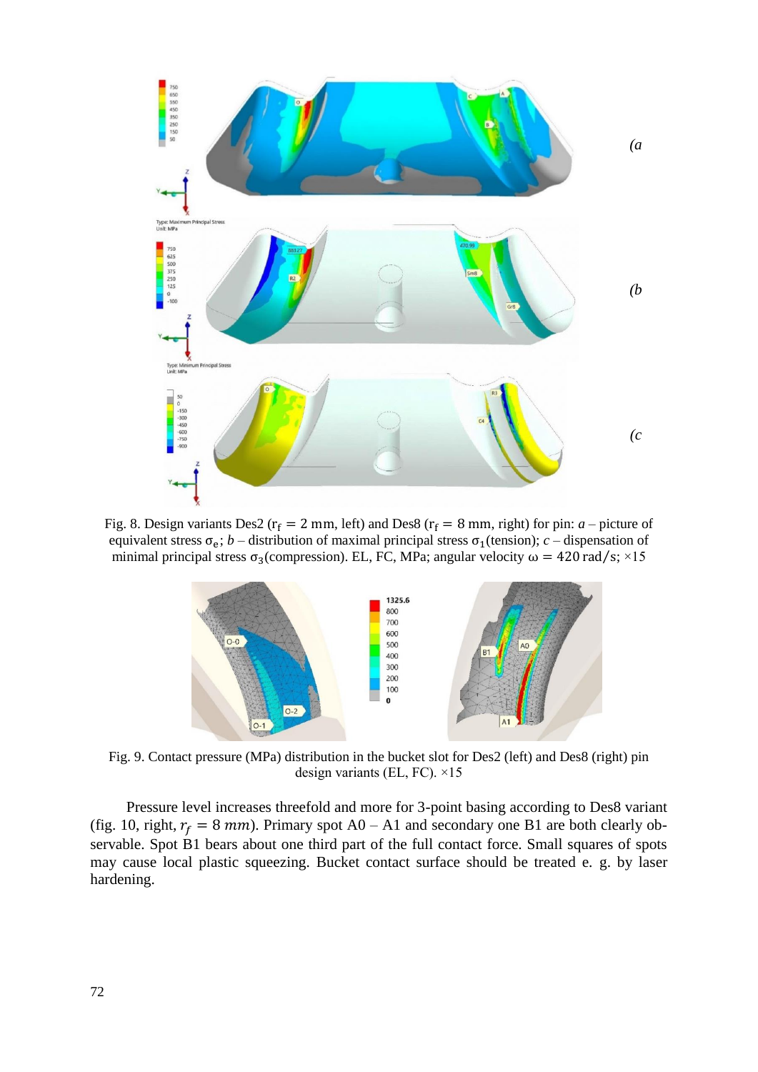Fig. 8. Design variants Des2 ($r_f = 2$ mm, left) and Des8 ($r_f = 8$ mm, right) for pin: *a* – picture of equivalent stress $\sigma_e$; *b* – distribution of maximal principal stress $\sigma_1$(tension); *c* – dispensation of minimal principal stress $\sigma_3$(compression). EL, FC, MPa; angular velocity $\omega = 420\ \mathrm{rad/s}$; ×15

Fig. 9. Contact pressure (MPa) distribution in the bucket slot for Des2 (left) and Des8 (right) pin design variants (EL, FC). ×15

Pressure level increases threefold and more for 3-point basing according to Des8 variant (fig. 10, right, $r_f = 8\ mm$). Primary spot A0 – A1 and secondary one B1 are both clearly observable. Spot B1 bears about one third part of the full contact force. Small squares of spots may cause local plastic squeezing. Bucket contact surface should be treated e. g. by laser hardening.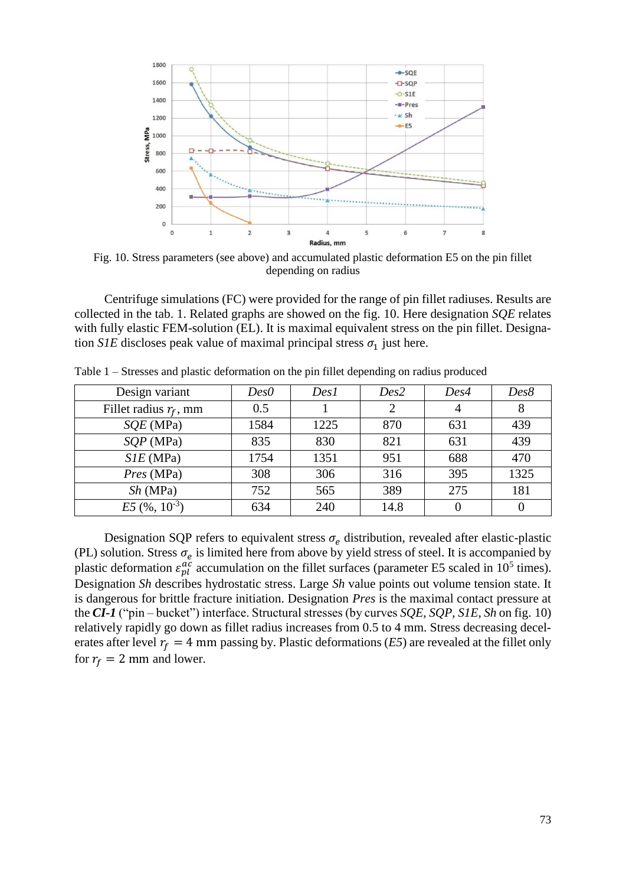Fig. 10. Stress parameters (see above) and accumulated plastic deformation E5 on the pin fillet depending on radius

Centrifuge simulations (FC) were provided for the range of pin fillet radiuses. Results are collected in the tab. 1. Related graphs are showed on the fig. 10. Here designation *SQE* relates with fully elastic FEM-solution (EL). It is maximal equivalent stress on the pin fillet. Designation *S1E* discloses peak value of maximal principal stress $\sigma_1$ just here.

Table 1 – Stresses and plastic deformation on the pin fillet depending on radius produced

| Design variant | *Des0* | *Des1* | *Des2* | *Des4* | *Des8* |
|---|---|---|---|---|---|
| Fillet radius $r_f$, mm | 0.5 | 1 | 2 | 4 | 8 |
| *SQE* (MPa) | 1584 | 1225 | 870 | 631 | 439 |
| *SQP* (MPa) | 835 | 830 | 821 | 631 | 439 |
| *S1E* (MPa) | 1754 | 1351 | 951 | 688 | 470 |
| *Pres* (MPa) | 308 | 306 | 316 | 395 | 1325 |
| *Sh* (MPa) | 752 | 565 | 389 | 275 | 181 |
| *E5* (%, $10^{-3}$) | 634 | 240 | 14.8 | 0 | 0 |

Designation SQP refers to equivalent stress $\sigma_e$ distribution, revealed after elastic-plastic (PL) solution. Stress $\sigma_e$ is limited here from above by yield stress of steel. It is accompanied by plastic deformation $\varepsilon_{pl}^{ac}$ accumulation on the fillet surfaces (parameter E5 scaled in $10^5$ times). Designation *Sh* describes hydrostatic stress. Large *Sh* value points out volume tension state. It is dangerous for brittle fracture initiation. Designation *Pres* is the maximal contact pressure at the ***CI-1*** ("pin – bucket") interface. Structural stresses (by curves *SQE*, *SQP*, *S1E*, *Sh* on fig. 10) relatively rapidly go down as fillet radius increases from 0.5 to 4 mm. Stress decreasing decelerates after level $r_f = 4$ mm passing by. Plastic deformations (*E5*) are revealed at the fillet only for $r_f = 2$ mm and lower.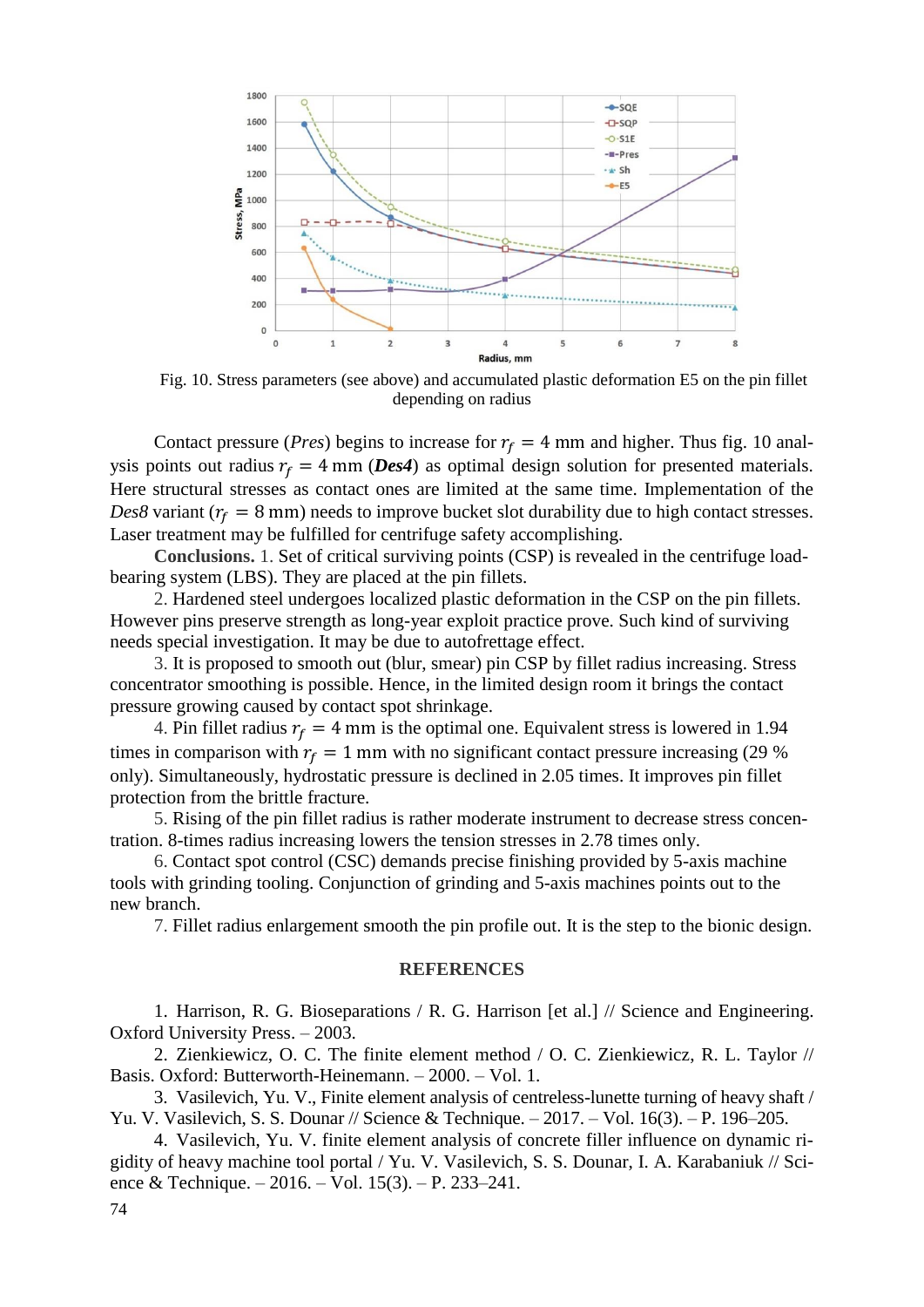Fig. 10. Stress parameters (see above) and accumulated plastic deformation E5 on the pin fillet depending on radius

Contact pressure (*Pres*) begins to increase for $r_f = 4$ mm and higher. Thus fig. 10 analysis points out radius $r_f = 4$ mm (***Des4***) as optimal design solution for presented materials. Here structural stresses as contact ones are limited at the same time. Implementation of the *Des8* variant ($r_f = 8$ mm) needs to improve bucket slot durability due to high contact stresses. Laser treatment may be fulfilled for centrifuge safety accomplishing.

**Conclusions.** 1. Set of critical surviving points (CSP) is revealed in the centrifuge load-bearing system (LBS). They are placed at the pin fillets.

2. Hardened steel undergoes localized plastic deformation in the CSP on the pin fillets. However pins preserve strength as long-year exploit practice prove. Such kind of surviving needs special investigation. It may be due to autofrettage effect.

3. It is proposed to smooth out (blur, smear) pin CSP by fillet radius increasing. Stress concentrator smoothing is possible. Hence, in the limited design room it brings the contact pressure growing caused by contact spot shrinkage.

4. Pin fillet radius $r_f = 4$ mm is the optimal one. Equivalent stress is lowered in 1.94 times in comparison with $r_f = 1$ mm with no significant contact pressure increasing (29 % only). Simultaneously, hydrostatic pressure is declined in 2.05 times. It improves pin fillet protection from the brittle fracture.

5. Rising of the pin fillet radius is rather moderate instrument to decrease stress concentration. 8-times radius increasing lowers the tension stresses in 2.78 times only.

6. Contact spot control (CSC) demands precise finishing provided by 5-axis machine tools with grinding tooling. Conjunction of grinding and 5-axis machines points out to the new branch.

7. Fillet radius enlargement smooth the pin profile out. It is the step to the bionic design.

## REFERENCES

1. Harrison, R. G. Bioseparations / R. G. Harrison [et al.] // Science and Engineering. Oxford University Press. – 2003.

2. Zienkiewicz, O. C. The finite element method / O. C. Zienkiewicz, R. L. Taylor // Basis. Oxford: Butterworth-Heinemann. – 2000. – Vol. 1.

3. Vasilevich, Yu. V., Finite element analysis of centreless-lunette turning of heavy shaft / Yu. V. Vasilevich, S. S. Dounar // Science & Technique. – 2017. – Vol. 16(3). – P. 196–205.

4. Vasilevich, Yu. V. finite element analysis of concrete filler influence on dynamic rigidity of heavy machine tool portal / Yu. V. Vasilevich, S. S. Dounar, I. A. Karabaniuk // Science & Technique. – 2016. – Vol. 15(3). – P. 233–241.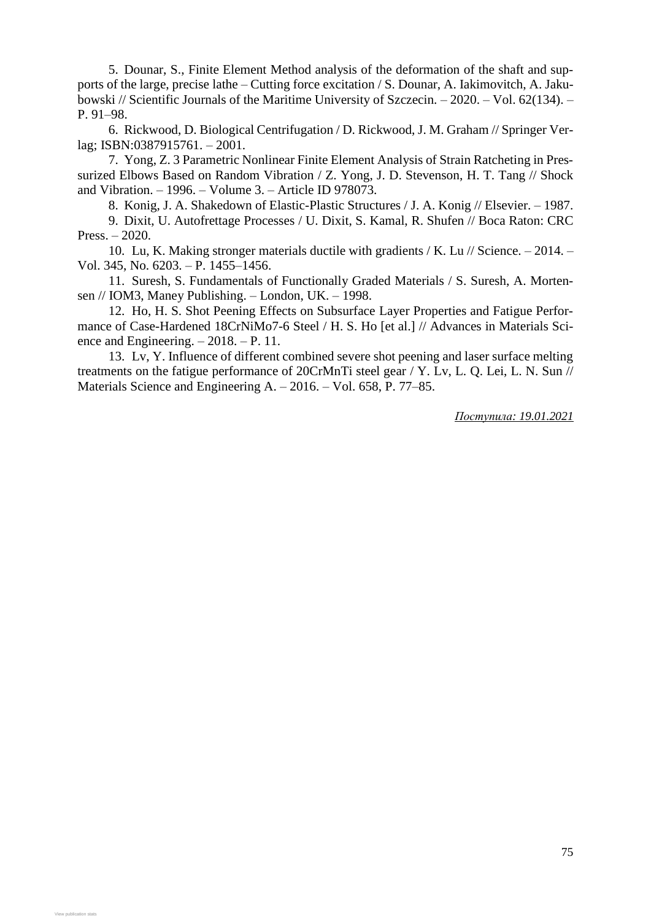5. Dounar, S., Finite Element Method analysis of the deformation of the shaft and supports of the large, precise lathe – Cutting force excitation / S. Dounar, A. Iakimovitch, A. Jakubowski // Scientific Journals of the Maritime University of Szczecin. – 2020. – Vol. 62(134). – P. 91–98.

6. Rickwood, D. Biological Centrifugation / D. Rickwood, J. M. Graham // Springer Verlag; ISBN:0387915761. – 2001.

7. Yong, Z. 3 Parametric Nonlinear Finite Element Analysis of Strain Ratcheting in Pressurized Elbows Based on Random Vibration / Z. Yong, J. D. Stevenson, H. T. Tang // Shock and Vibration. – 1996. – Volume 3. – Article ID 978073.

8. Konig, J. A. Shakedown of Elastic-Plastic Structures / J. A. Konig // Elsevier. – 1987.

9. Dixit, U. Autofrettage Processes / U. Dixit, S. Kamal, R. Shufen // Boca Raton: CRC Press. – 2020.

10. Lu, K. Making stronger materials ductile with gradients / K. Lu // Science. – 2014. – Vol. 345, No. 6203. – P. 1455–1456.

11. Suresh, S. Fundamentals of Functionally Graded Materials / S. Suresh, A. Mortensen // IOM3, Maney Publishing. – London, UK. – 1998.

12. Ho, H. S. Shot Peening Effects on Subsurface Layer Properties and Fatigue Performance of Case-Hardened 18CrNiMo7-6 Steel / H. S. Ho [et al.] // Advances in Materials Science and Engineering. – 2018. – P. 11.

13. Lv, Y. Influence of different combined severe shot peening and laser surface melting treatments on the fatigue performance of 20CrMnTi steel gear / Y. Lv, L. Q. Lei, L. N. Sun // Materials Science and Engineering A. – 2016. – Vol. 658, P. 77–85.

*Поступила: 19.01.2021*